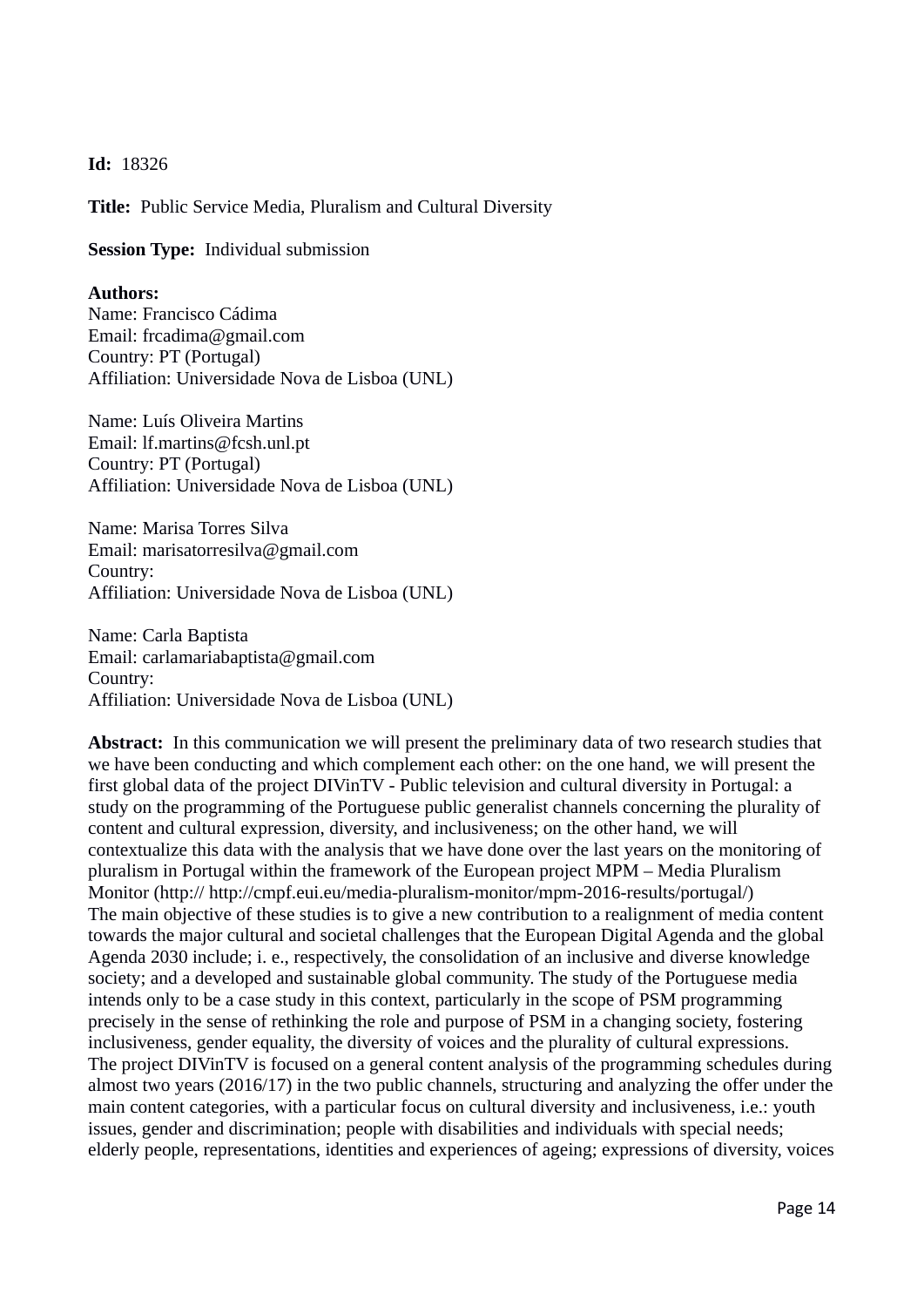**Id:** 18326

**Title:** Public Service Media, Pluralism and Cultural Diversity

**Session Type:** Individual submission

**Authors:**
Name: Francisco Cádima
Email: frcadima@gmail.com
Country: PT (Portugal)
Affiliation: Universidade Nova de Lisboa (UNL)

Name: Luís Oliveira Martins
Email: lf.martins@fcsh.unl.pt
Country: PT (Portugal)
Affiliation: Universidade Nova de Lisboa (UNL)

Name: Marisa Torres Silva
Email: marisatorresilva@gmail.com
Country:
Affiliation: Universidade Nova de Lisboa (UNL)

Name: Carla Baptista
Email: carlamariabaptista@gmail.com
Country:
Affiliation: Universidade Nova de Lisboa (UNL)

**Abstract:** In this communication we will present the preliminary data of two research studies that we have been conducting and which complement each other: on the one hand, we will present the first global data of the project DIVinTV - Public television and cultural diversity in Portugal: a study on the programming of the Portuguese public generalist channels concerning the plurality of content and cultural expression, diversity, and inclusiveness; on the other hand, we will contextualize this data with the analysis that we have done over the last years on the monitoring of pluralism in Portugal within the framework of the European project MPM – Media Pluralism Monitor (http:// http://cmpf.eui.eu/media-pluralism-monitor/mpm-2016-results/portugal/)
The main objective of these studies is to give a new contribution to a realignment of media content towards the major cultural and societal challenges that the European Digital Agenda and the global Agenda 2030 include; i. e., respectively, the consolidation of an inclusive and diverse knowledge society; and a developed and sustainable global community. The study of the Portuguese media intends only to be a case study in this context, particularly in the scope of PSM programming precisely in the sense of rethinking the role and purpose of PSM in a changing society, fostering inclusiveness, gender equality, the diversity of voices and the plurality of cultural expressions.
The project DIVinTV is focused on a general content analysis of the programming schedules during almost two years (2016/17) in the two public channels, structuring and analyzing the offer under the main content categories, with a particular focus on cultural diversity and inclusiveness, i.e.: youth issues, gender and discrimination; people with disabilities and individuals with special needs; elderly people, representations, identities and experiences of ageing; expressions of diversity, voices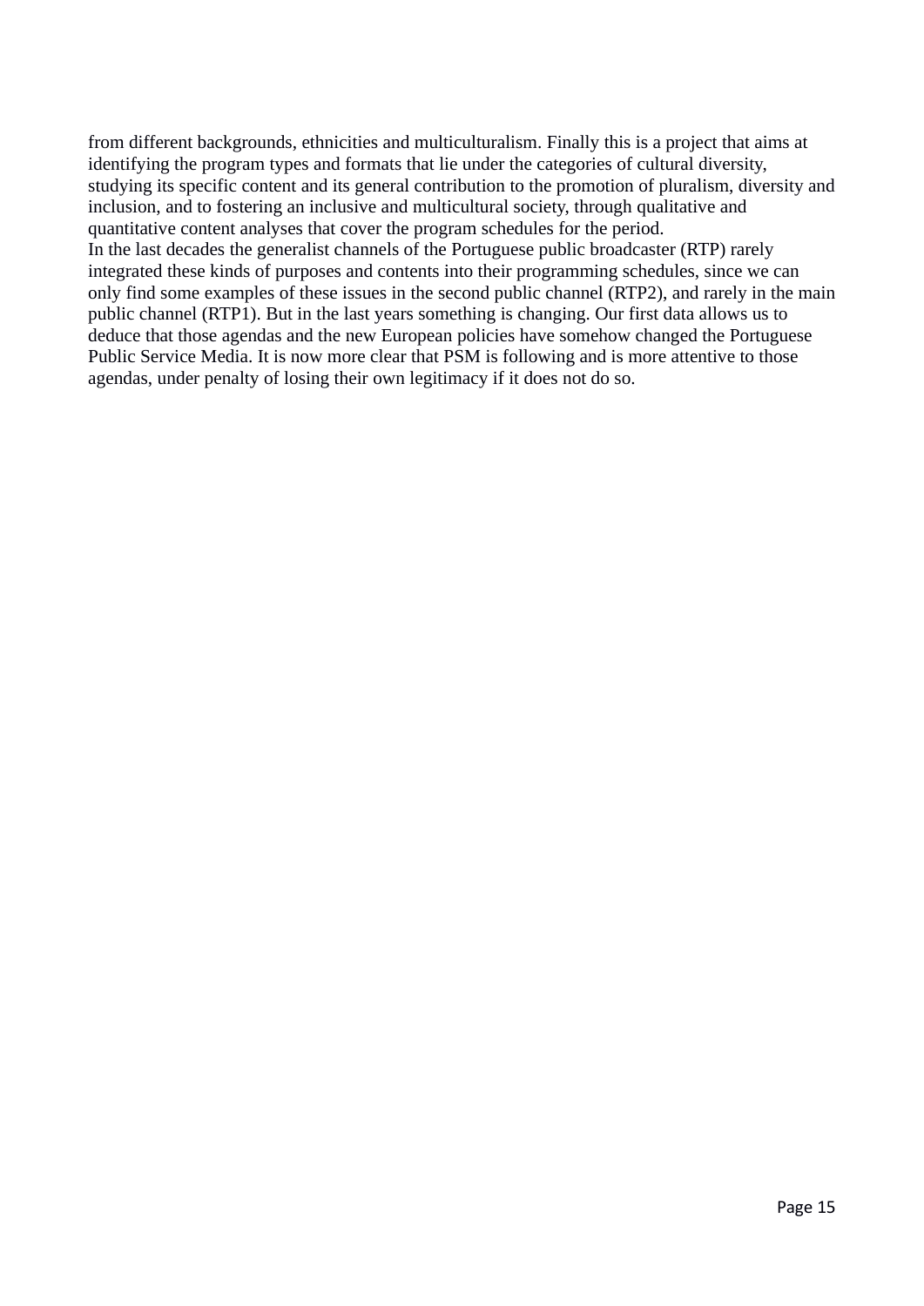from different backgrounds, ethnicities and multiculturalism. Finally this is a project that aims at identifying the program types and formats that lie under the categories of cultural diversity, studying its specific content and its general contribution to the promotion of pluralism, diversity and inclusion, and to fostering an inclusive and multicultural society, through qualitative and quantitative content analyses that cover the program schedules for the period.

In the last decades the generalist channels of the Portuguese public broadcaster (RTP) rarely integrated these kinds of purposes and contents into their programming schedules, since we can only find some examples of these issues in the second public channel (RTP2), and rarely in the main public channel (RTP1). But in the last years something is changing. Our first data allows us to deduce that those agendas and the new European policies have somehow changed the Portuguese Public Service Media. It is now more clear that PSM is following and is more attentive to those agendas, under penalty of losing their own legitimacy if it does not do so.